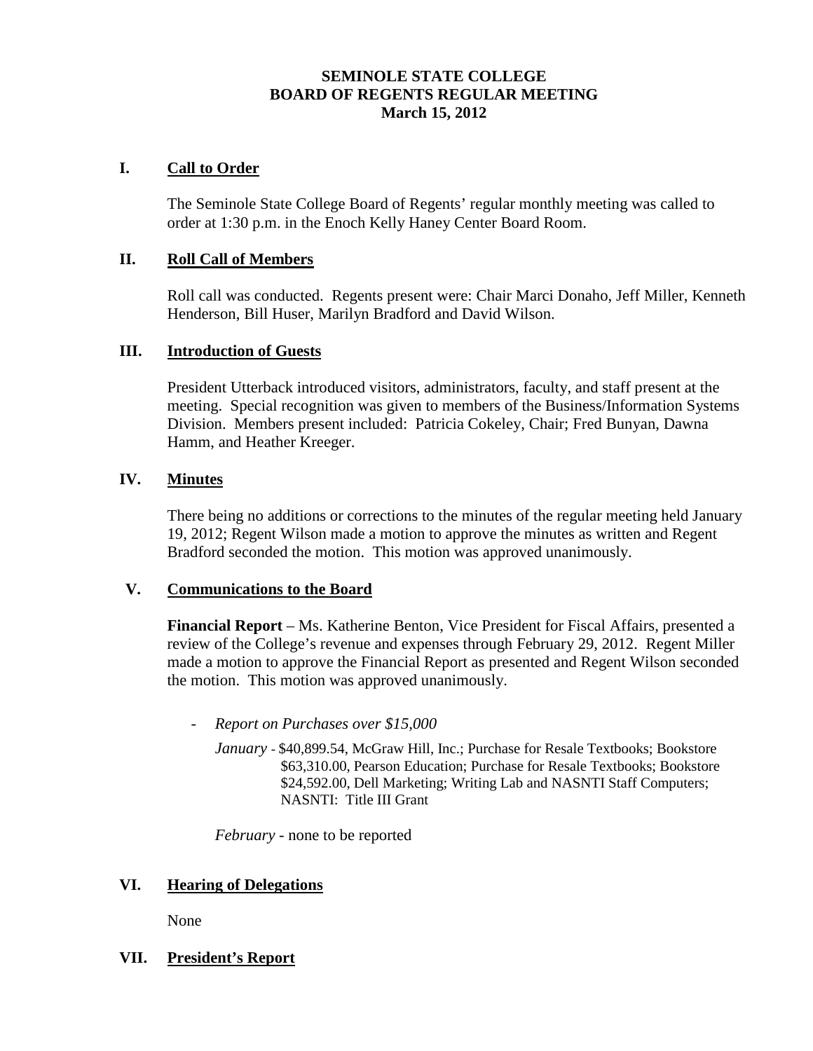# SEMINOLE STATE COLLEGE
# BOARD OF REGENTS REGULAR MEETING
### March 15, 2012

## I. Call to Order

The Seminole State College Board of Regents' regular monthly meeting was called to order at 1:30 p.m. in the Enoch Kelly Haney Center Board Room.

## II. Roll Call of Members

Roll call was conducted. Regents present were: Chair Marci Donaho, Jeff Miller, Kenneth Henderson, Bill Huser, Marilyn Bradford and David Wilson.

## III. Introduction of Guests

President Utterback introduced visitors, administrators, faculty, and staff present at the meeting. Special recognition was given to members of the Business/Information Systems Division. Members present included: Patricia Cokeley, Chair; Fred Bunyan, Dawna Hamm, and Heather Kreeger.

## IV. Minutes

There being no additions or corrections to the minutes of the regular meeting held January 19, 2012; Regent Wilson made a motion to approve the minutes as written and Regent Bradford seconded the motion. This motion was approved unanimously.

## V. Communications to the Board

**Financial Report** – Ms. Katherine Benton, Vice President for Fiscal Affairs, presented a review of the College's revenue and expenses through February 29, 2012. Regent Miller made a motion to approve the Financial Report as presented and Regent Wilson seconded the motion. This motion was approved unanimously.

- *Report on Purchases over $15,000*

  *January* - $40,899.54, McGraw Hill, Inc.; Purchase for Resale Textbooks; Bookstore
  $63,310.00, Pearson Education; Purchase for Resale Textbooks; Bookstore
  $24,592.00, Dell Marketing; Writing Lab and NASNTI Staff Computers; NASNTI: Title III Grant

  *February* - none to be reported

## VI. Hearing of Delegations

None

## VII. President's Report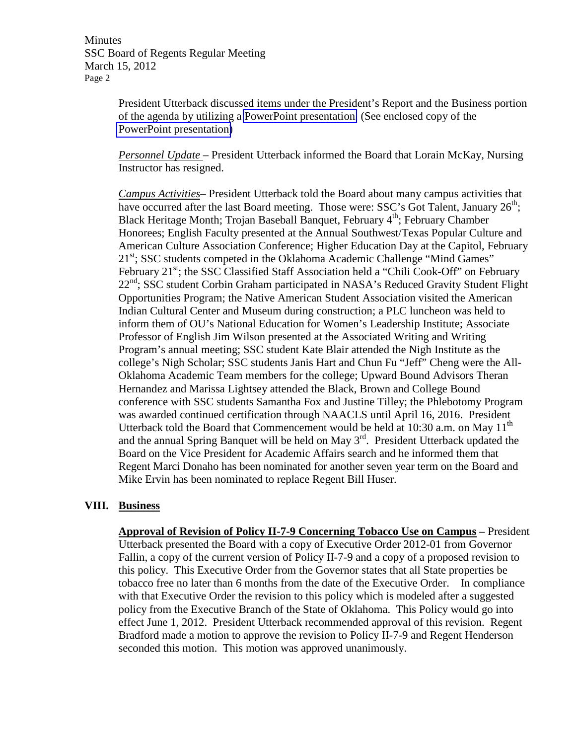President Utterback discussed items under the President's Report and the Business portion of the agenda by utilizing a PowerPoint presentation. (See enclosed copy of the PowerPoint presentation)

*Personnel Update* – President Utterback informed the Board that Lorain McKay, Nursing Instructor has resigned.

*Campus Activities*– President Utterback told the Board about many campus activities that have occurred after the last Board meeting. Those were: SSC's Got Talent, January 26th; Black Heritage Month; Trojan Baseball Banquet, February 4th; February Chamber Honorees; English Faculty presented at the Annual Southwest/Texas Popular Culture and American Culture Association Conference; Higher Education Day at the Capitol, February 21st; SSC students competed in the Oklahoma Academic Challenge "Mind Games" February 21st; the SSC Classified Staff Association held a "Chili Cook-Off" on February 22nd; SSC student Corbin Graham participated in NASA's Reduced Gravity Student Flight Opportunities Program; the Native American Student Association visited the American Indian Cultural Center and Museum during construction; a PLC luncheon was held to inform them of OU's National Education for Women's Leadership Institute; Associate Professor of English Jim Wilson presented at the Associated Writing and Writing Program's annual meeting; SSC student Kate Blair attended the Nigh Institute as the college's Nigh Scholar; SSC students Janis Hart and Chun Fu "Jeff" Cheng were the All-Oklahoma Academic Team members for the college; Upward Bound Advisors Theran Hernandez and Marissa Lightsey attended the Black, Brown and College Bound conference with SSC students Samantha Fox and Justine Tilley; the Phlebotomy Program was awarded continued certification through NAACLS until April 16, 2016. President Utterback told the Board that Commencement would be held at 10:30 a.m. on May 11th and the annual Spring Banquet will be held on May 3rd. President Utterback updated the Board on the Vice President for Academic Affairs search and he informed them that Regent Marci Donaho has been nominated for another seven year term on the Board and Mike Ervin has been nominated to replace Regent Bill Huser.

## VIII. Business

**Approval of Revision of Policy II-7-9 Concerning Tobacco Use on Campus –** President Utterback presented the Board with a copy of Executive Order 2012-01 from Governor Fallin, a copy of the current version of Policy II-7-9 and a copy of a proposed revision to this policy. This Executive Order from the Governor states that all State properties be tobacco free no later than 6 months from the date of the Executive Order. In compliance with that Executive Order the revision to this policy which is modeled after a suggested policy from the Executive Branch of the State of Oklahoma. This Policy would go into effect June 1, 2012. President Utterback recommended approval of this revision. Regent Bradford made a motion to approve the revision to Policy II-7-9 and Regent Henderson seconded this motion. This motion was approved unanimously.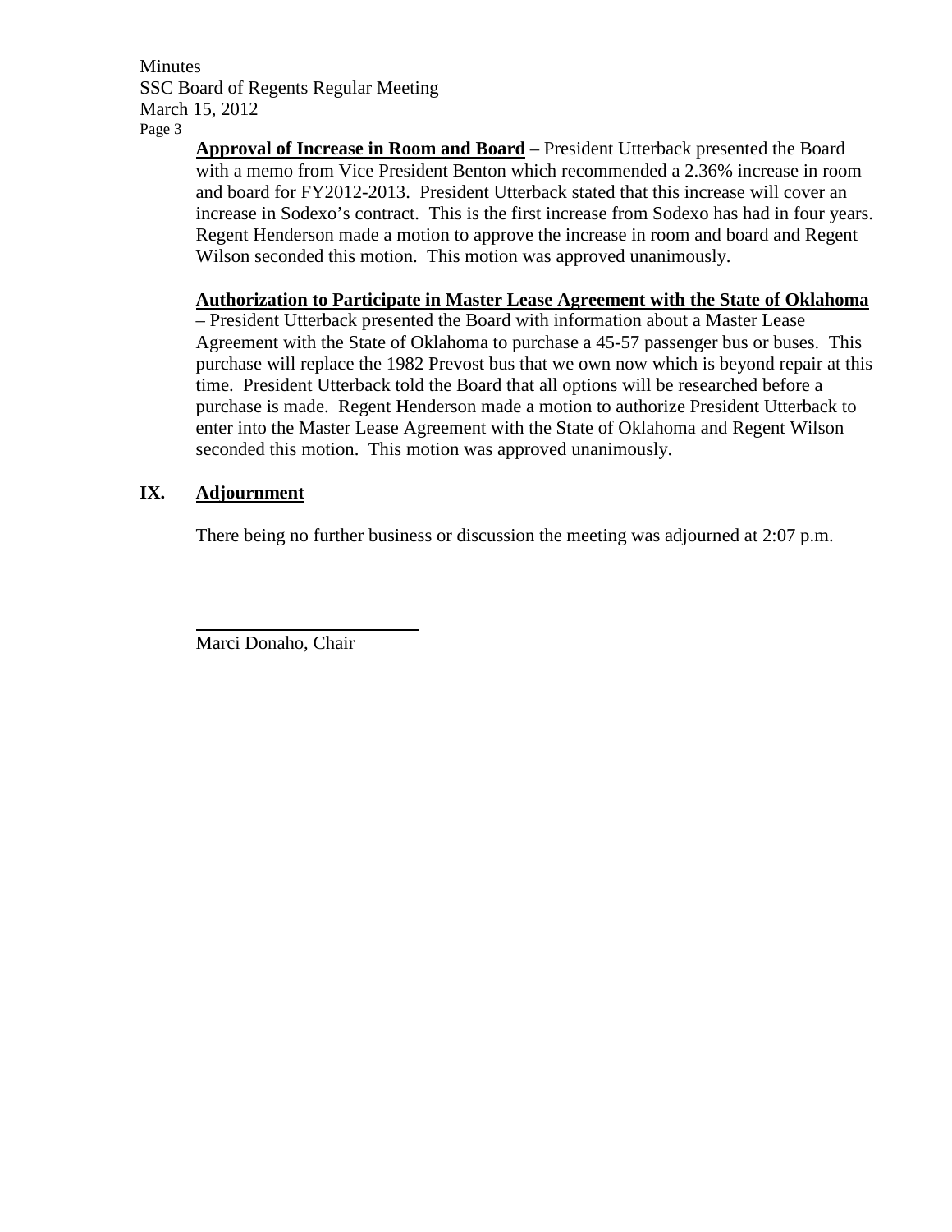**Approval of Increase in Room and Board** – President Utterback presented the Board with a memo from Vice President Benton which recommended a 2.36% increase in room and board for FY2012-2013. President Utterback stated that this increase will cover an increase in Sodexo's contract. This is the first increase from Sodexo has had in four years. Regent Henderson made a motion to approve the increase in room and board and Regent Wilson seconded this motion. This motion was approved unanimously.

**Authorization to Participate in Master Lease Agreement with the State of Oklahoma** – President Utterback presented the Board with information about a Master Lease Agreement with the State of Oklahoma to purchase a 45-57 passenger bus or buses. This purchase will replace the 1982 Prevost bus that we own now which is beyond repair at this time. President Utterback told the Board that all options will be researched before a purchase is made. Regent Henderson made a motion to authorize President Utterback to enter into the Master Lease Agreement with the State of Oklahoma and Regent Wilson seconded this motion. This motion was approved unanimously.

## IX. Adjournment

There being no further business or discussion the meeting was adjourned at 2:07 p.m.

\_\_\_\_\_\_\_\_\_\_\_\_\_\_\_\_\_\_\_\_\_\_\_\_\_\_

Marci Donaho, Chair